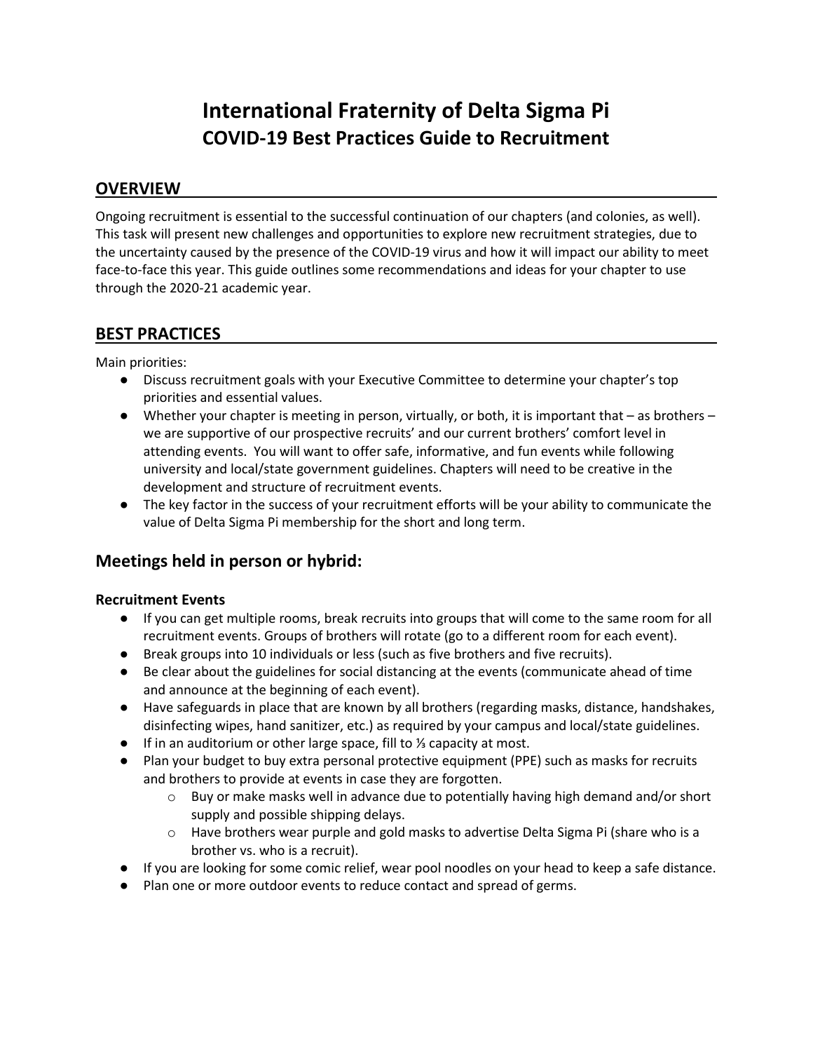# International Fraternity of Delta Sigma Pi
## COVID-19 Best Practices Guide to Recruitment

## OVERVIEW

Ongoing recruitment is essential to the successful continuation of our chapters (and colonies, as well). This task will present new challenges and opportunities to explore new recruitment strategies, due to the uncertainty caused by the presence of the COVID-19 virus and how it will impact our ability to meet face-to-face this year. This guide outlines some recommendations and ideas for your chapter to use through the 2020-21 academic year.

## BEST PRACTICES

Main priorities:

- Discuss recruitment goals with your Executive Committee to determine your chapter's top priorities and essential values.
- Whether your chapter is meeting in person, virtually, or both, it is important that – as brothers – we are supportive of our prospective recruits' and our current brothers' comfort level in attending events. You will want to offer safe, informative, and fun events while following university and local/state government guidelines. Chapters will need to be creative in the development and structure of recruitment events.
- The key factor in the success of your recruitment efforts will be your ability to communicate the value of Delta Sigma Pi membership for the short and long term.

## Meetings held in person or hybrid:

### Recruitment Events

- If you can get multiple rooms, break recruits into groups that will come to the same room for all recruitment events. Groups of brothers will rotate (go to a different room for each event).
- Break groups into 10 individuals or less (such as five brothers and five recruits).
- Be clear about the guidelines for social distancing at the events (communicate ahead of time and announce at the beginning of each event).
- Have safeguards in place that are known by all brothers (regarding masks, distance, handshakes, disinfecting wipes, hand sanitizer, etc.) as required by your campus and local/state guidelines.
- If in an auditorium or other large space, fill to ⅓ capacity at most.
- Plan your budget to buy extra personal protective equipment (PPE) such as masks for recruits and brothers to provide at events in case they are forgotten.
  - Buy or make masks well in advance due to potentially having high demand and/or short supply and possible shipping delays.
  - Have brothers wear purple and gold masks to advertise Delta Sigma Pi (share who is a brother vs. who is a recruit).
- If you are looking for some comic relief, wear pool noodles on your head to keep a safe distance.
- Plan one or more outdoor events to reduce contact and spread of germs.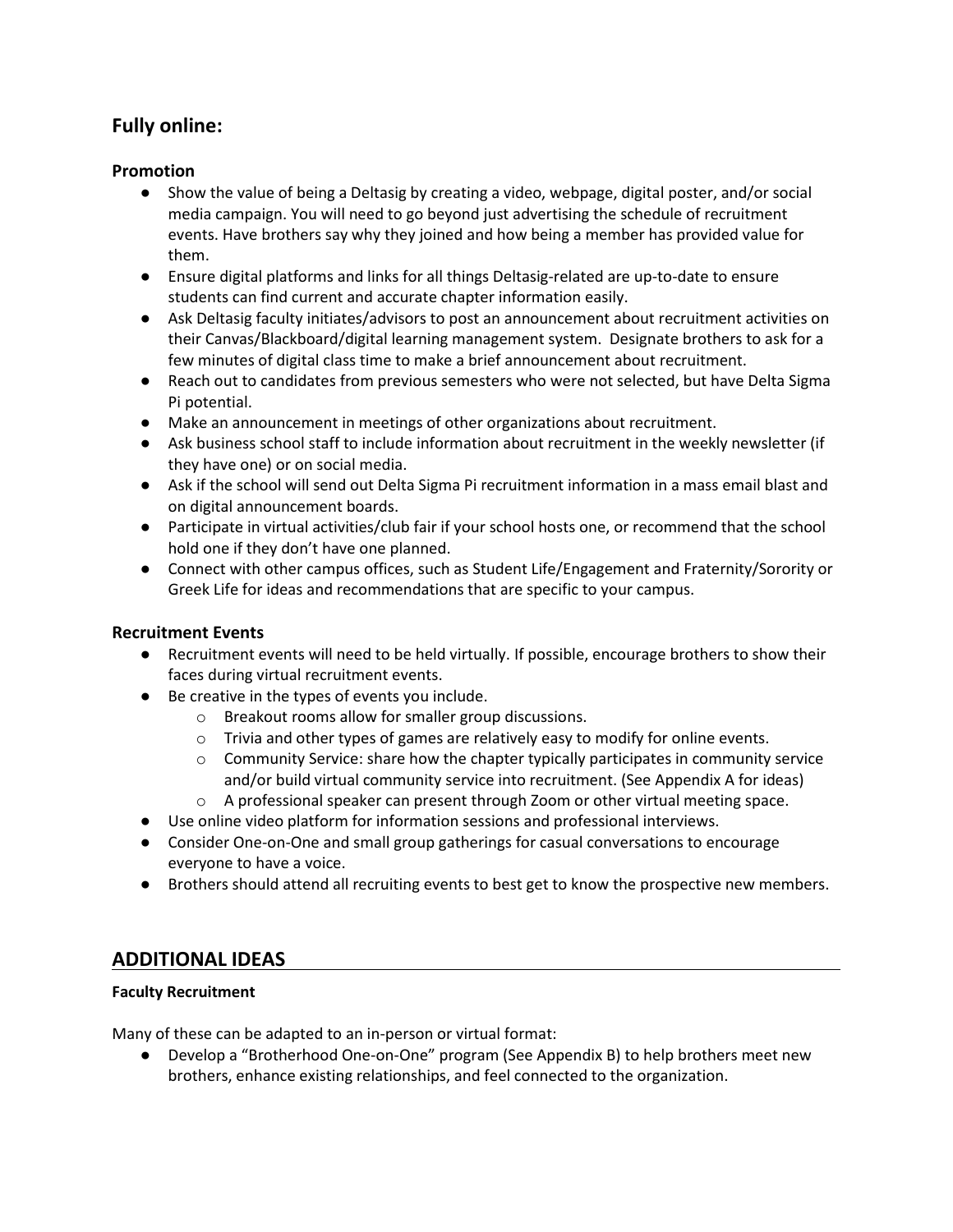## Fully online:

### Promotion

- Show the value of being a Deltasig by creating a video, webpage, digital poster, and/or social media campaign. You will need to go beyond just advertising the schedule of recruitment events. Have brothers say why they joined and how being a member has provided value for them.
- Ensure digital platforms and links for all things Deltasig-related are up-to-date to ensure students can find current and accurate chapter information easily.
- Ask Deltasig faculty initiates/advisors to post an announcement about recruitment activities on their Canvas/Blackboard/digital learning management system. Designate brothers to ask for a few minutes of digital class time to make a brief announcement about recruitment.
- Reach out to candidates from previous semesters who were not selected, but have Delta Sigma Pi potential.
- Make an announcement in meetings of other organizations about recruitment.
- Ask business school staff to include information about recruitment in the weekly newsletter (if they have one) or on social media.
- Ask if the school will send out Delta Sigma Pi recruitment information in a mass email blast and on digital announcement boards.
- Participate in virtual activities/club fair if your school hosts one, or recommend that the school hold one if they don't have one planned.
- Connect with other campus offices, such as Student Life/Engagement and Fraternity/Sorority or Greek Life for ideas and recommendations that are specific to your campus.

### Recruitment Events

- Recruitment events will need to be held virtually. If possible, encourage brothers to show their faces during virtual recruitment events.
- Be creative in the types of events you include.
    - Breakout rooms allow for smaller group discussions.
    - Trivia and other types of games are relatively easy to modify for online events.
    - Community Service: share how the chapter typically participates in community service and/or build virtual community service into recruitment. (See Appendix A for ideas)
    - A professional speaker can present through Zoom or other virtual meeting space.
- Use online video platform for information sessions and professional interviews.
- Consider One-on-One and small group gatherings for casual conversations to encourage everyone to have a voice.
- Brothers should attend all recruiting events to best get to know the prospective new members.

## ADDITIONAL IDEAS

**Faculty Recruitment**

Many of these can be adapted to an in-person or virtual format:

- Develop a "Brotherhood One-on-One" program (See Appendix B) to help brothers meet new brothers, enhance existing relationships, and feel connected to the organization.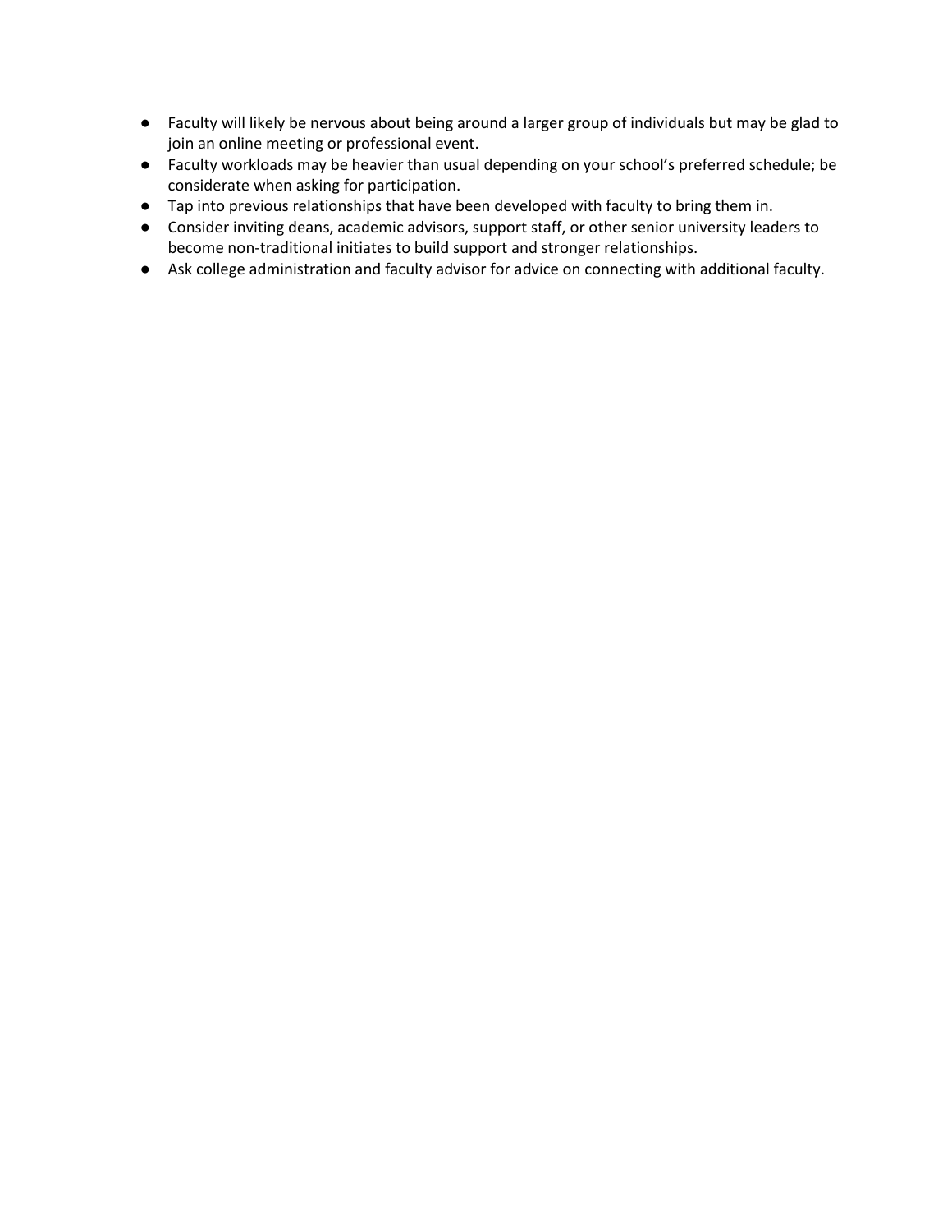- Faculty will likely be nervous about being around a larger group of individuals but may be glad to join an online meeting or professional event.
- Faculty workloads may be heavier than usual depending on your school's preferred schedule; be considerate when asking for participation.
- Tap into previous relationships that have been developed with faculty to bring them in.
- Consider inviting deans, academic advisors, support staff, or other senior university leaders to become non-traditional initiates to build support and stronger relationships.
- Ask college administration and faculty advisor for advice on connecting with additional faculty.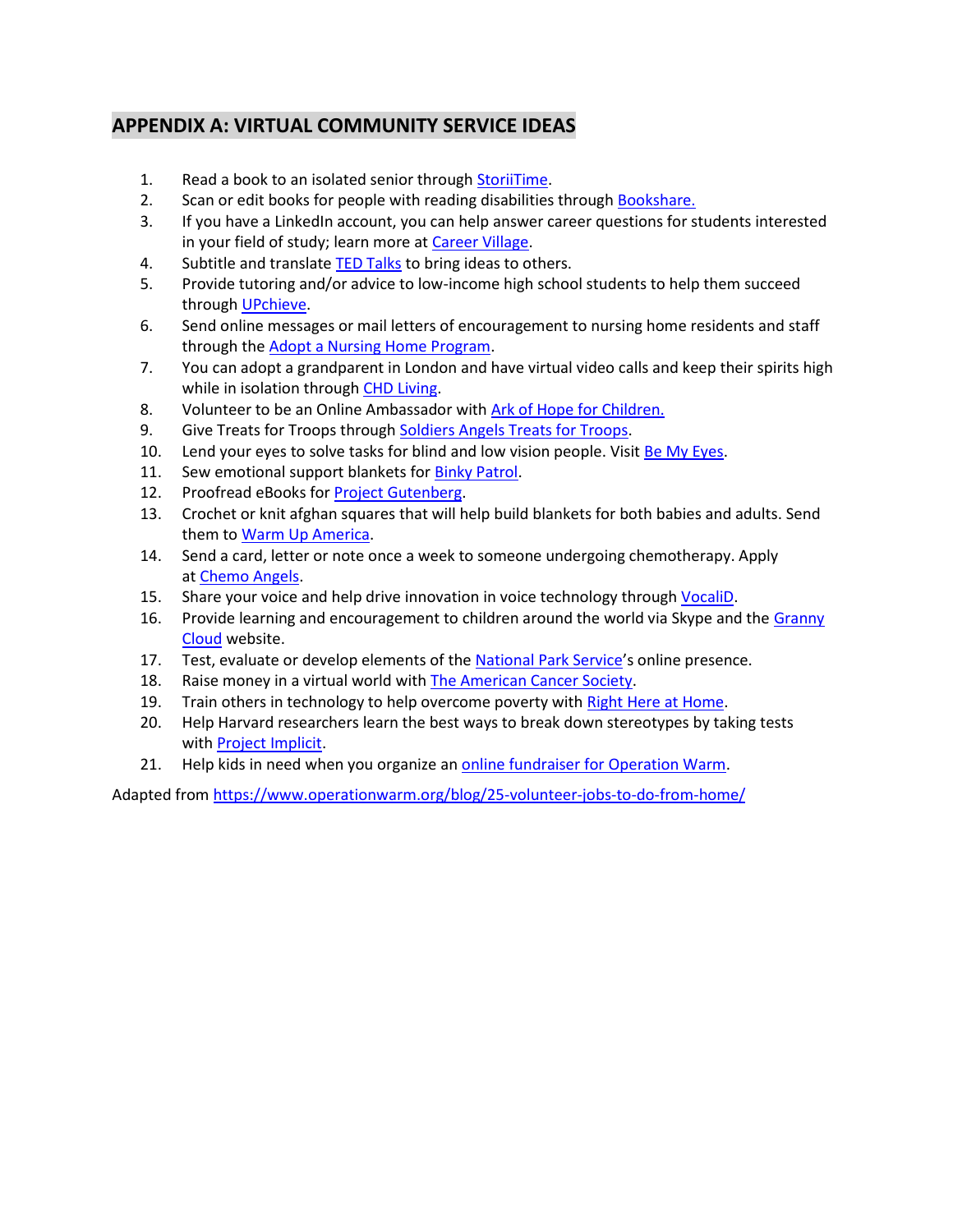## APPENDIX A: VIRTUAL COMMUNITY SERVICE IDEAS

1. Read a book to an isolated senior through StoriiTime.
2. Scan or edit books for people with reading disabilities through Bookshare.
3. If you have a LinkedIn account, you can help answer career questions for students interested in your field of study; learn more at Career Village.
4. Subtitle and translate TED Talks to bring ideas to others.
5. Provide tutoring and/or advice to low-income high school students to help them succeed through UPchieve.
6. Send online messages or mail letters of encouragement to nursing home residents and staff through the Adopt a Nursing Home Program.
7. You can adopt a grandparent in London and have virtual video calls and keep their spirits high while in isolation through CHD Living.
8. Volunteer to be an Online Ambassador with Ark of Hope for Children.
9. Give Treats for Troops through Soldiers Angels Treats for Troops.
10. Lend your eyes to solve tasks for blind and low vision people. Visit Be My Eyes.
11. Sew emotional support blankets for Binky Patrol.
12. Proofread eBooks for Project Gutenberg.
13. Crochet or knit afghan squares that will help build blankets for both babies and adults. Send them to Warm Up America.
14. Send a card, letter or note once a week to someone undergoing chemotherapy. Apply at Chemo Angels.
15. Share your voice and help drive innovation in voice technology through VocaliD.
16. Provide learning and encouragement to children around the world via Skype and the Granny Cloud website.
17. Test, evaluate or develop elements of the National Park Service's online presence.
18. Raise money in a virtual world with The American Cancer Society.
19. Train others in technology to help overcome poverty with Right Here at Home.
20. Help Harvard researchers learn the best ways to break down stereotypes by taking tests with Project Implicit.
21. Help kids in need when you organize an online fundraiser for Operation Warm.

Adapted from https://www.operationwarm.org/blog/25-volunteer-jobs-to-do-from-home/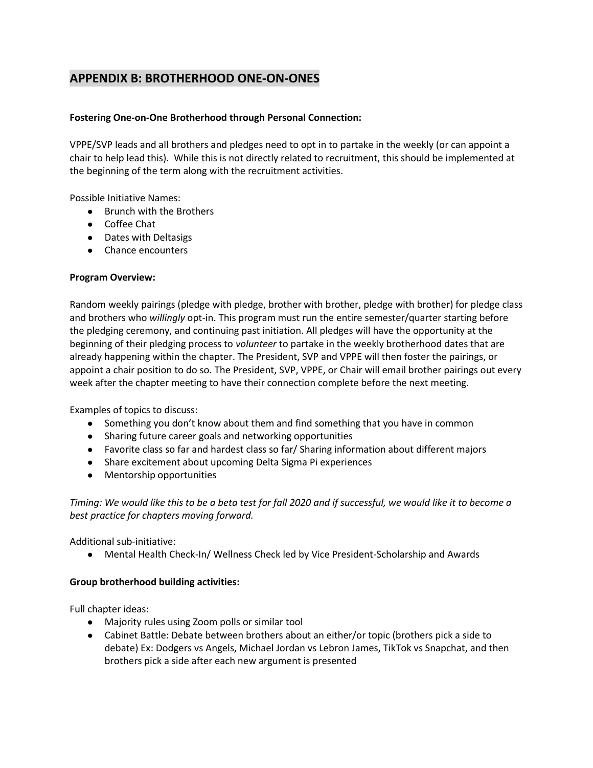## APPENDIX B: BROTHERHOOD ONE-ON-ONES

**Fostering One-on-One Brotherhood through Personal Connection:**

VPPE/SVP leads and all brothers and pledges need to opt in to partake in the weekly (or can appoint a chair to help lead this). While this is not directly related to recruitment, this should be implemented at the beginning of the term along with the recruitment activities.

Possible Initiative Names:

- Brunch with the Brothers
- Coffee Chat
- Dates with Deltasigs
- Chance encounters

**Program Overview:**

Random weekly pairings (pledge with pledge, brother with brother, pledge with brother) for pledge class and brothers who *willingly* opt-in. This program must run the entire semester/quarter starting before the pledging ceremony, and continuing past initiation. All pledges will have the opportunity at the beginning of their pledging process to *volunteer* to partake in the weekly brotherhood dates that are already happening within the chapter. The President, SVP and VPPE will then foster the pairings, or appoint a chair position to do so. The President, SVP, VPPE, or Chair will email brother pairings out every week after the chapter meeting to have their connection complete before the next meeting.

Examples of topics to discuss:

- Something you don't know about them and find something that you have in common
- Sharing future career goals and networking opportunities
- Favorite class so far and hardest class so far/ Sharing information about different majors
- Share excitement about upcoming Delta Sigma Pi experiences
- Mentorship opportunities

*Timing: We would like this to be a beta test for fall 2020 and if successful, we would like it to become a best practice for chapters moving forward.*

Additional sub-initiative:

- Mental Health Check-In/ Wellness Check led by Vice President-Scholarship and Awards

**Group brotherhood building activities:**

Full chapter ideas:

- Majority rules using Zoom polls or similar tool
- Cabinet Battle: Debate between brothers about an either/or topic (brothers pick a side to debate) Ex: Dodgers vs Angels, Michael Jordan vs Lebron James, TikTok vs Snapchat, and then brothers pick a side after each new argument is presented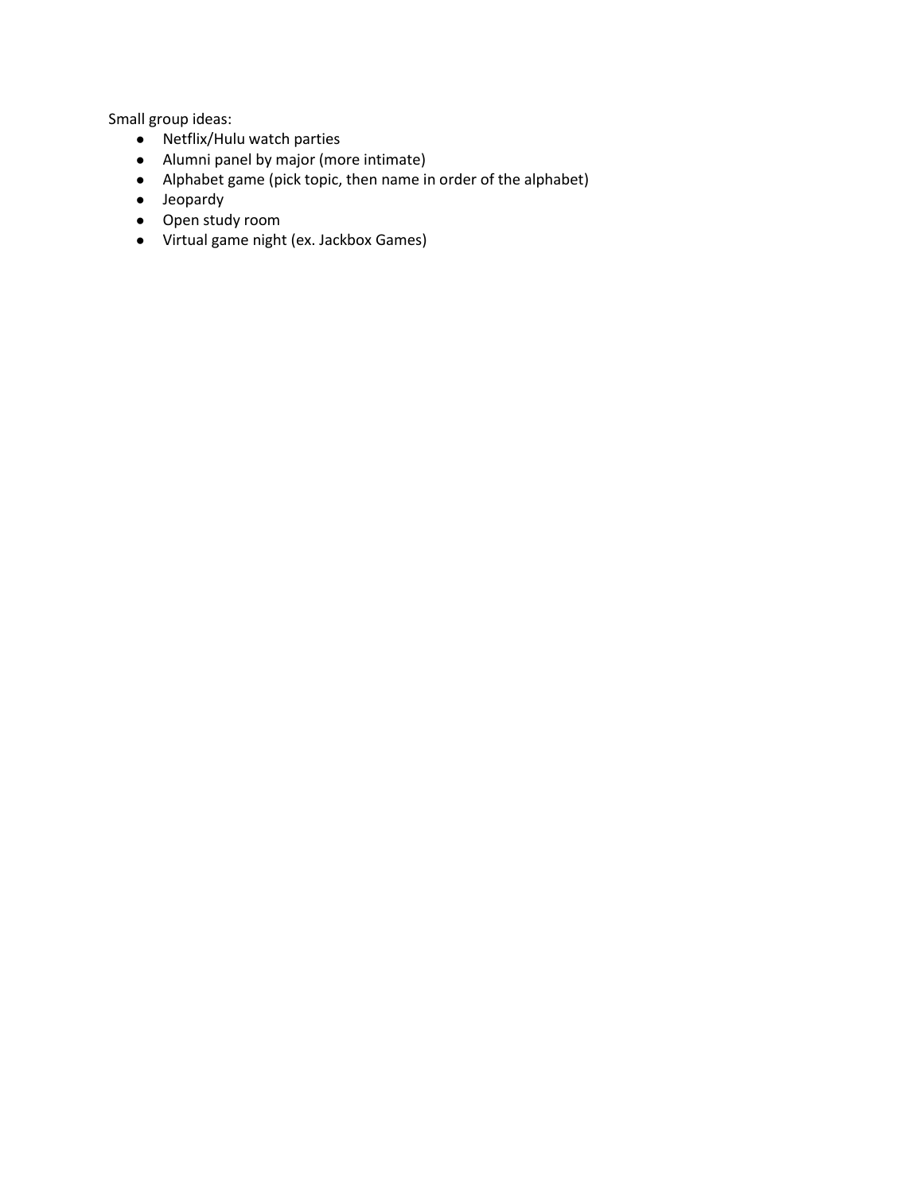Small group ideas:

- Netflix/Hulu watch parties
- Alumni panel by major (more intimate)
- Alphabet game (pick topic, then name in order of the alphabet)
- Jeopardy
- Open study room
- Virtual game night (ex. Jackbox Games)